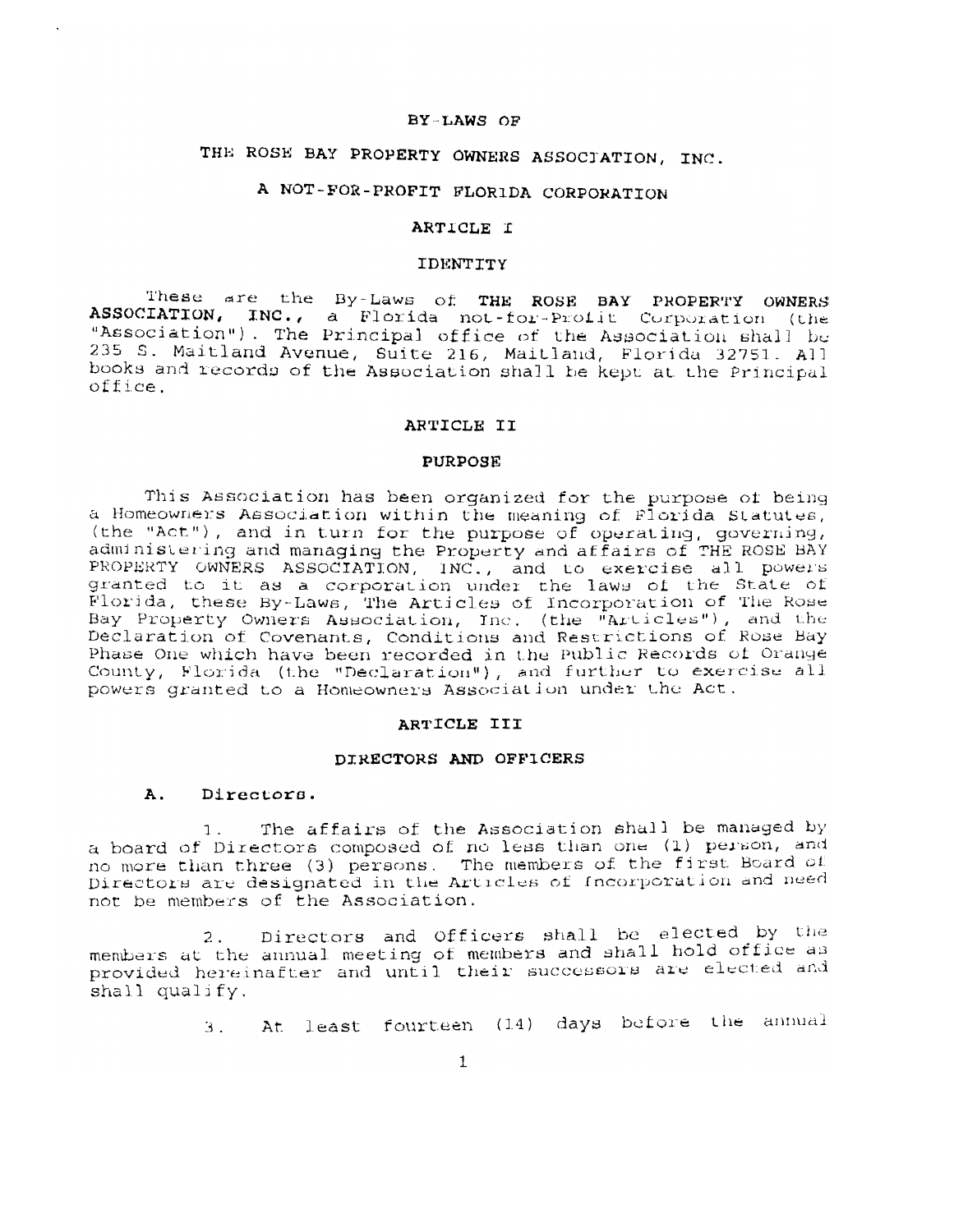# BY-LAWS OF

# THE ROSE BAY PROPERTY OWNERS ASSOCIATION, INC.

# A NOT-FOR-PROFIT FLORIDA CORPORATION

## ARTICLE I

## IDENTITY

These are the By-Laws of **THE ROSE BAY PROPERTY OWNERS ASSOCIATION, INC.**, a Florida not-for-Profit Corporation (the "Association"). The Principal office of the Association shall be 235 S. Maitland Avenue, Suite 216, Maitland, Florida 32751. All books and records of the Association shall be kept at the Principal office.

## ARTICLE II

## PURPOSE

This Association has been organized for the purpose of being a Homeowners Association within the meaning of Florida Statutes, (the "Act"), and in turn for the purpose of operating, governing, administering and managing the Property and affairs of THE ROSE BAY PROPERTY OWNERS ASSOCIATION, INC., and to exercise all powers granted to it as a corporation under the laws of the State of Florida, these By-Laws, The Articles of Incorporation of The Rose Bay Property Owners Association, Inc. (the "Articles"), and the Declaration of Covenants, Conditions and Restrictions of Rose Bay Phase One which have been recorded in the Public Records of Orange County, Florida (the "Declaration"), and further to exercise all powers granted to a Homeowners Association under the Act.

## ARTICLE III

## DIRECTORS AND OFFICERS

### A. Directors.

1. The affairs of the Association shall be managed by a board of Directors composed of no less than one (1) person, and no more than three (3) persons. The members of the first Board of Directors are designated in the Articles of Incorporation and need not be members of the Association.

2. Directors and Officers shall be elected by the members at the annual meeting of members and shall hold office as provided hereinafter and until their successors are elected and shall qualify.

3. At least fourteen (14) days before the annual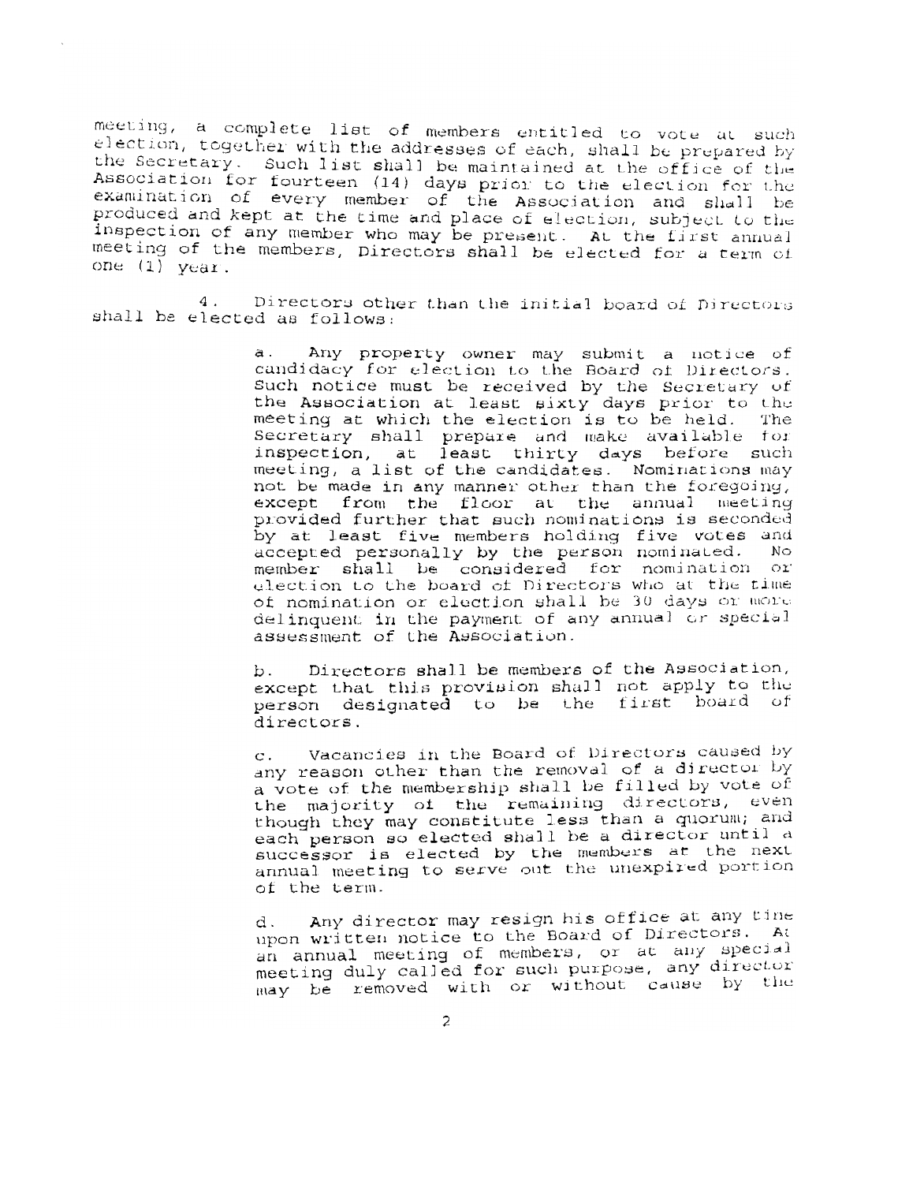meeting, a complete list of members entitled to vote at such election, together with the addresses of each, shall be prepared by the Secretary. Such list shall be maintained at the office of the Association for fourteen (14) days prior to the election for the examination of every member of the Association and shall be produced and kept at the time and place of election, subject to the inspection of any member who may be present. At the first annual meeting of the members, Directors shall be elected for a term of one (1) year.

4. Directors other than the initial board of Directors shall be elected as follows:

a. Any property owner may submit a notice of candidacy for election to the Board of Directors. Such notice must be received by the Secretary of the Association at least sixty days prior to the meeting at which the election is to be held. The Secretary shall prepare and make available for inspection, at least thirty days before such meeting, a list of the candidates. Nominations may not be made in any manner other than the foregoing, except from the floor at the annual meeting provided further that such nominations is seconded by at least five members holding five votes and accepted personally by the person nominated. No member shall be considered for nomination or election to the board of Directors who at the time of nomination or election shall be 30 days or more delinquent in the payment of any annual or special assessment of the Association.

b. Directors shall be members of the Association, except that this provision shall not apply to the person designated to be the first board of directors.

c. Vacancies in the Board of Directors caused by any reason other than the removal of a director by a vote of the membership shall be filled by vote of the majority of the remaining directors, even though they may constitute less than a quorum; and each person so elected shall be a director until a successor is elected by the members at the next annual meeting to serve out the unexpired portion of the term.

d. Any director may resign his office at any time upon written notice to the Board of Directors. At an annual meeting of members, or at any special meeting duly called for such purpose, any director may be removed with or without cause by the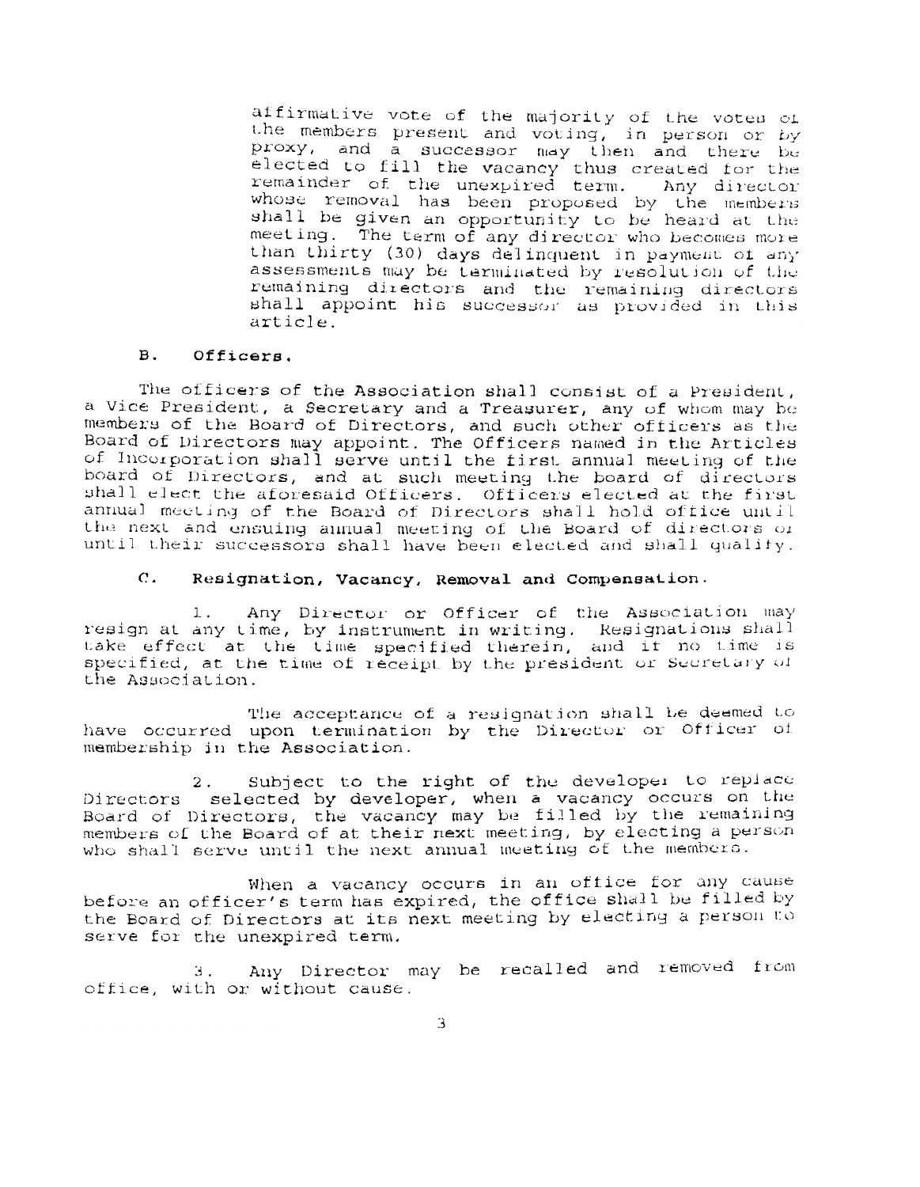affirmative vote of the majority of the votes of the members present and voting, in person or by proxy, and a successor may then and there be elected to fill the vacancy thus created for the remainder of the unexpired term. Any director whose removal has been proposed by the members shall be given an opportunity to be heard at the meeting. The term of any director who becomes more than thirty (30) days delinquent in payment of any assessments may be terminated by resolution of the remaining directors and the remaining directors shall appoint his successor as provided in this article.

## B. Officers.

The officers of the Association shall consist of a President, a Vice President, a Secretary and a Treasurer, any of whom may be members of the Board of Directors, and such other officers as the Board of Directors may appoint. The Officers named in the Articles of Incorporation shall serve until the first annual meeting of the board of Directors, and at such meeting the board of directors shall elect the aforesaid Officers. Officers elected at the first annual meeting of the Board of Directors shall hold office until the next and ensuing annual meeting of the Board of directors or until their successors shall have been elected and shall qualify.

## C. Resignation, Vacancy, Removal and Compensation.

1. Any Director or Officer of the Association may resign at any time, by instrument in writing. Resignations shall take effect at the time specified therein, and if no time is specified, at the time of receipt by the president or Secretary of the Association.

The acceptance of a resignation shall be deemed to have occurred upon termination by the Director or Officer of membership in the Association.

2. Subject to the right of the developer to replace Directors selected by developer, when a vacancy occurs on the Board of Directors, the vacancy may be filled by the remaining members of the Board of at their next meeting, by electing a person who shall serve until the next annual meeting of the members.

When a vacancy occurs in an office for any cause before an officer's term has expired, the office shall be filled by the Board of Directors at its next meeting by electing a person to serve for the unexpired term.

3. Any Director may be recalled and removed from office, with or without cause.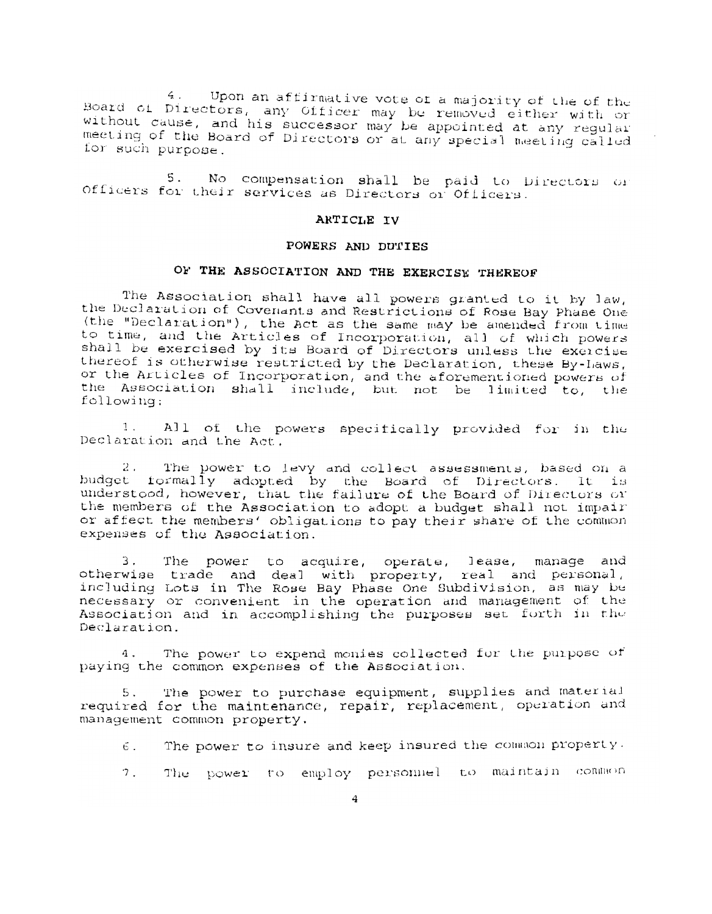4. Upon an affirmative vote of a majority of the of the Board of Directors, any Officer may be removed either with or without cause, and his successor may be appointed at any regular meeting of the Board of Directors or at any special meeting called for such purpose.

5. No compensation shall be paid to Directors or Officers for their services as Directors or Officers.

## ARTICLE IV

## POWERS AND DUTIES

## OF THE ASSOCIATION AND THE EXERCISE THEREOF

The Association shall have all powers granted to it by law, the Declaration of Covenants and Restrictions of Rose Bay Phase One (the "Declaration"), the Act as the same may be amended from time to time, and the Articles of Incorporation, all of which powers shall be exercised by its Board of Directors unless the exercise thereof is otherwise restricted by the Declaration, these By-Laws, or the Articles of Incorporation, and the aforementioned powers of the Association shall include, but not be limited to, the following:

1. All of the powers specifically provided for in the Declaration and the Act.

2. The power to levy and collect assessments, based on a budget formally adopted by the Board of Directors. It is understood, however, that the failure of the Board of Directors or the members of the Association to adopt a budget shall not impair or affect the members' obligations to pay their share of the common expenses of the Association.

3. The power to acquire, operate, lease, manage and otherwise trade and deal with property, real and personal, including Lots in The Rose Bay Phase One Subdivision, as may be necessary or convenient in the operation and management of the Association and in accomplishing the purposes set forth in the Declaration.

4. The power to expend monies collected for the purpose of paying the common expenses of the Association.

5. The power to purchase equipment, supplies and material required for the maintenance, repair, replacement, operation and management common property.

6. The power to insure and keep insured the common property.

7. The power to employ personnel to maintain common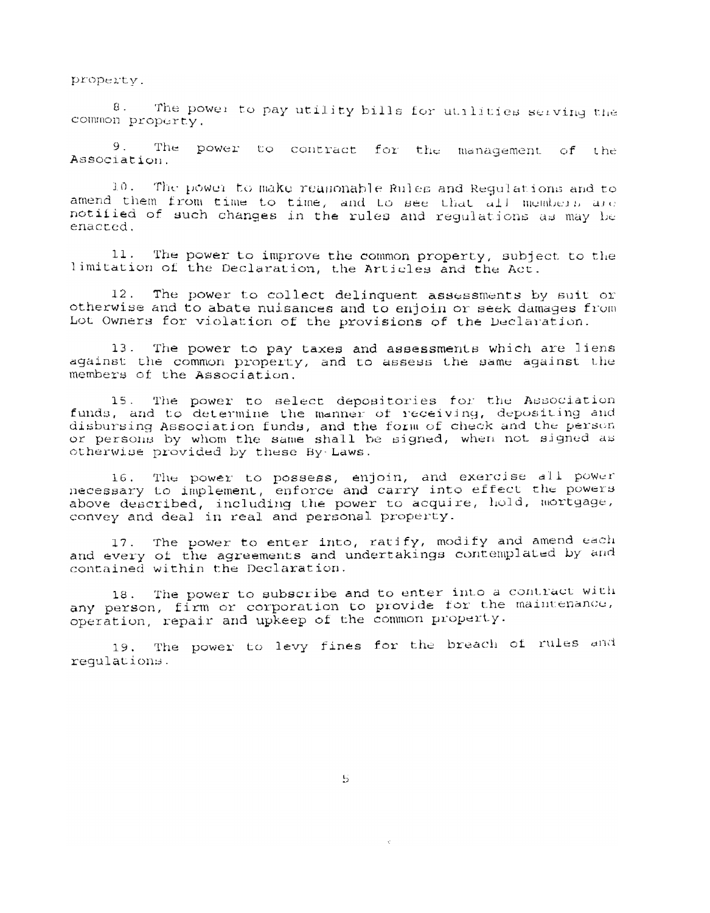property.

8. The power to pay utility bills for utilities serving the common property.

9. The power to contract for the management of the Association.

10. The power to make reasonable Rules and Regulations and to amend them from time to time, and to see that all members are notified of such changes in the rules and regulations as may be enacted.

11. The power to improve the common property, subject to the limitation of the Declaration, the Articles and the Act.

12. The power to collect delinquent assessments by suit or otherwise and to abate nuisances and to enjoin or seek damages from Lot Owners for violation of the provisions of the Declaration.

13. The power to pay taxes and assessments which are liens against the common property, and to assess the same against the members of the Association.

15. The power to select depositories for the Association funds, and to determine the manner of receiving, depositing and disbursing Association funds, and the form of check and the person or persons by whom the same shall be signed, when not signed as otherwise provided by these By-Laws.

16. The power to possess, enjoin, and exercise all power necessary to implement, enforce and carry into effect the powers above described, including the power to acquire, hold, mortgage, convey and deal in real and personal property.

17. The power to enter into, ratify, modify and amend each and every of the agreements and undertakings contemplated by and contained within the Declaration.

18. The power to subscribe and to enter into a contract with any person, firm or corporation to provide for the maintenance, operation, repair and upkeep of the common property.

19. The power to levy fines for the breach of rules and regulations.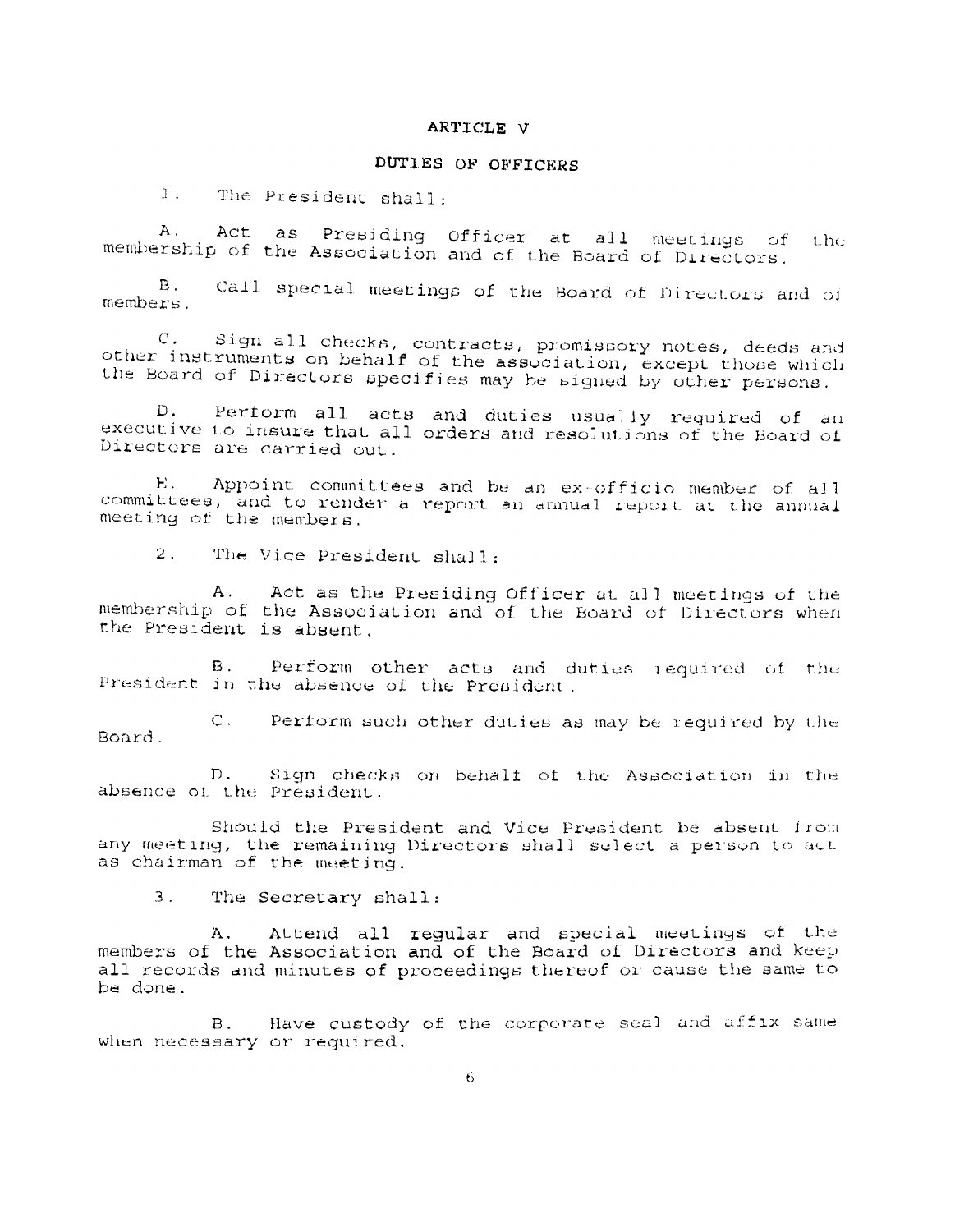# ARTICLE V

## DUTIES OF OFFICERS

1. The President shall:

A. Act as Presiding Officer at all meetings of the membership of the Association and of the Board of Directors.

B. Call special meetings of the Board of Directors and of members.

C. Sign all checks, contracts, promissory notes, deeds and other instruments on behalf of the association, except those which the Board of Directors specifies may be signed by other persons.

D. Perform all acts and duties usually required of an executive to insure that all orders and resolutions of the Board of Directors are carried out.

E. Appoint committees and be an ex-officio member of all committees, and to render a report an annual report at the annual meeting of the members.

2. The Vice President shall:

A. Act as the Presiding Officer at all meetings of the membership of the Association and of the Board of Directors when the President is absent.

B. Perform other acts and duties required of the President in the absence of the President.

C. Perform such other duties as may be required by the Board.

D. Sign checks on behalf of the Association in the absence of the President.

Should the President and Vice President be absent from any meeting, the remaining Directors shall select a person to act as chairman of the meeting.

3. The Secretary shall:

A. Attend all regular and special meetings of the members of the Association and of the Board of Directors and keep all records and minutes of proceedings thereof or cause the same to be done.

B. Have custody of the corporate seal and affix same when necessary or required.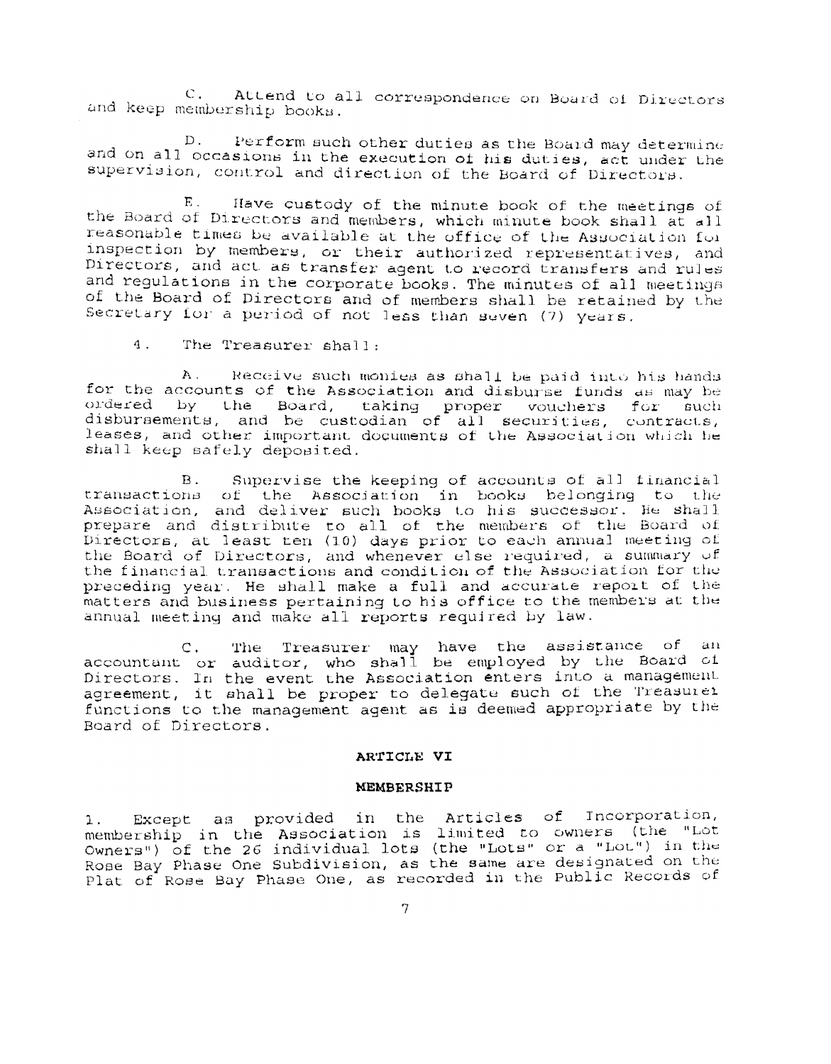C. Attend to all correspondence on Board of Directors and keep membership books.

D. Perform such other duties as the Board may determine and on all occasions in the execution of his duties, act under the supervision, control and direction of the Board of Directors.

E. Have custody of the minute book of the meetings of the Board of Directors and members, which minute book shall at all reasonable times be available at the office of the Association for inspection by members, or their authorized representatives, and Directors, and act as transfer agent to record transfers and rules and regulations in the corporate books. The minutes of all meetings of the Board of Directors and of members shall be retained by the Secretary for a period of not less than seven (7) years.

4. The Treasurer shall:

A. Receive such monies as shall be paid into his hands for the accounts of the Association and disburse funds as may be ordered by the Board, taking proper vouchers for such disbursements, and be custodian of all securities, contracts, leases, and other important documents of the Association which he shall keep safely deposited.

B. Supervise the keeping of accounts of all financial transactions of the Association in books belonging to the Association, and deliver such books to his successor. He shall prepare and distribute to all of the members of the Board of Directors, at least ten (10) days prior to each annual meeting of the Board of Directors, and whenever else required, a summary of the financial transactions and condition of the Association for the preceding year. He shall make a full and accurate report of the matters and business pertaining to his office to the members at the annual meeting and make all reports required by law.

C. The Treasurer may have the assistance of an accountant or auditor, who shall be employed by the Board of Directors. In the event the Association enters into a management agreement, it shall be proper to delegate such of the Treasurer functions to the management agent as is deemed appropriate by the Board of Directors.

## ARTICLE VI

## MEMBERSHIP

1. Except as provided in the Articles of Incorporation, membership in the Association is limited to owners (the "Lot Owners") of the 26 individual lots (the "Lots" or a "Lot") in the Rose Bay Phase One Subdivision, as the same are designated on the Plat of Rose Bay Phase One, as recorded in the Public Records of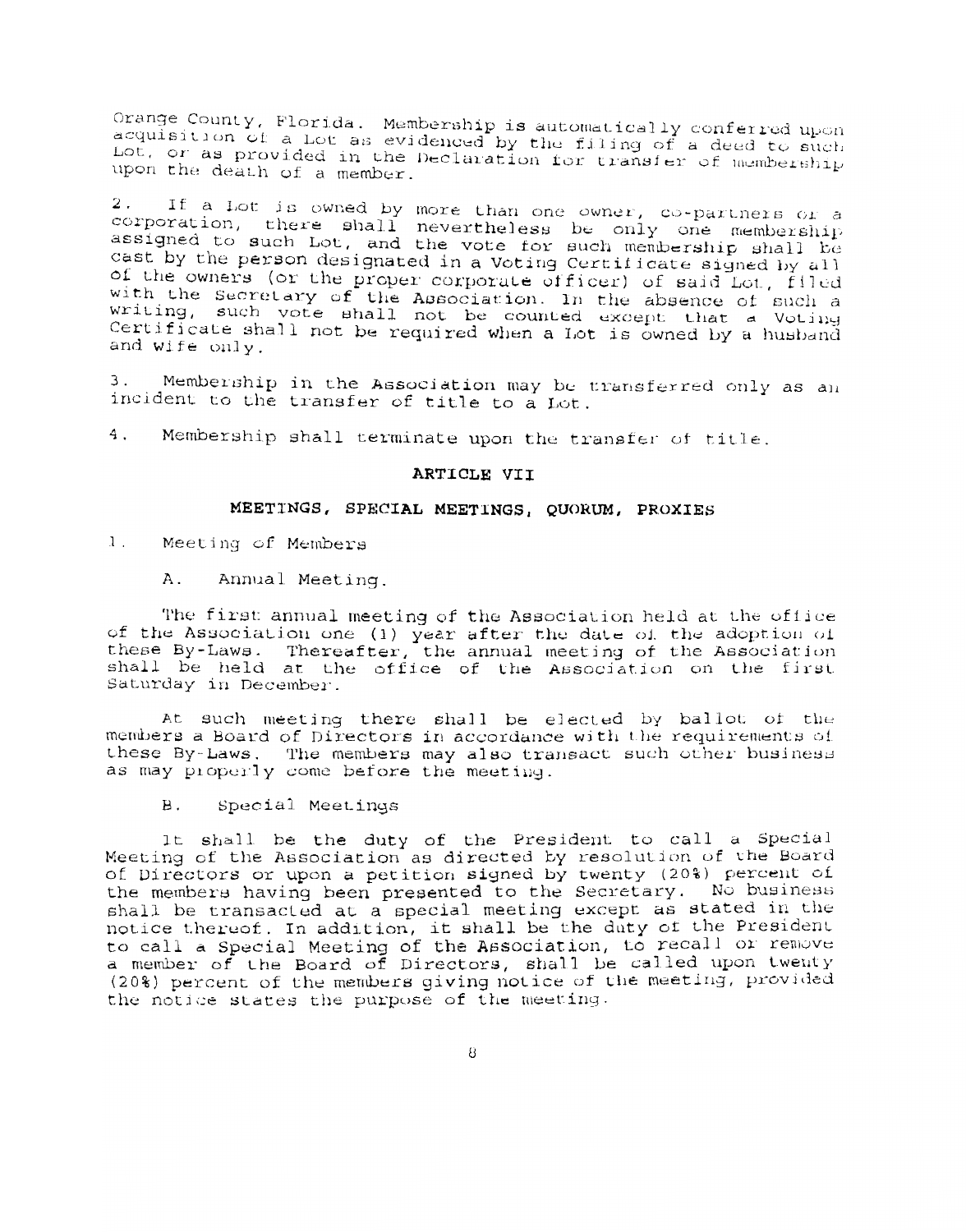Orange County, Florida. Membership is automatically conferred upon acquisition of a Lot as evidenced by the filing of a deed to such Lot, or as provided in the Declaration for transfer of membership upon the death of a member.

2. If a Lot is owned by more than one owner, co-partners or a corporation, there shall nevertheless be only one membership assigned to such Lot, and the vote for such membership shall be cast by the person designated in a Voting Certificate signed by all of the owners (or the proper corporate officer) of said Lot, filed with the Secretary of the Association. In the absence of such a writing, such vote shall not be counted except that a Voting Certificate shall not be required when a Lot is owned by a husband and wife only.

3. Membership in the Association may be transferred only as an incident to the transfer of title to a Lot.

4. Membership shall terminate upon the transfer of title.

## ARTICLE VII

## MEETINGS, SPECIAL MEETINGS, QUORUM, PROXIES

1. Meeting of Members

   A. Annual Meeting.

The first annual meeting of the Association held at the office of the Association one (1) year after the date of the adoption of these By-Laws. Thereafter, the annual meeting of the Association shall be held at the office of the Association on the first Saturday in December.

At such meeting there shall be elected by ballot of the members a Board of Directors in accordance with the requirements of these By-Laws. The members may also transact such other business as may properly come before the meeting.

   B. Special Meetings

It shall be the duty of the President to call a Special Meeting of the Association as directed by resolution of the Board of Directors or upon a petition signed by twenty (20%) percent of the members having been presented to the Secretary. No business shall be transacted at a special meeting except as stated in the notice thereof. In addition, it shall be the duty of the President to call a Special Meeting of the Association, to recall or remove a member of the Board of Directors, shall be called upon twenty (20%) percent of the members giving notice of the meeting, provided the notice states the purpose of the meeting.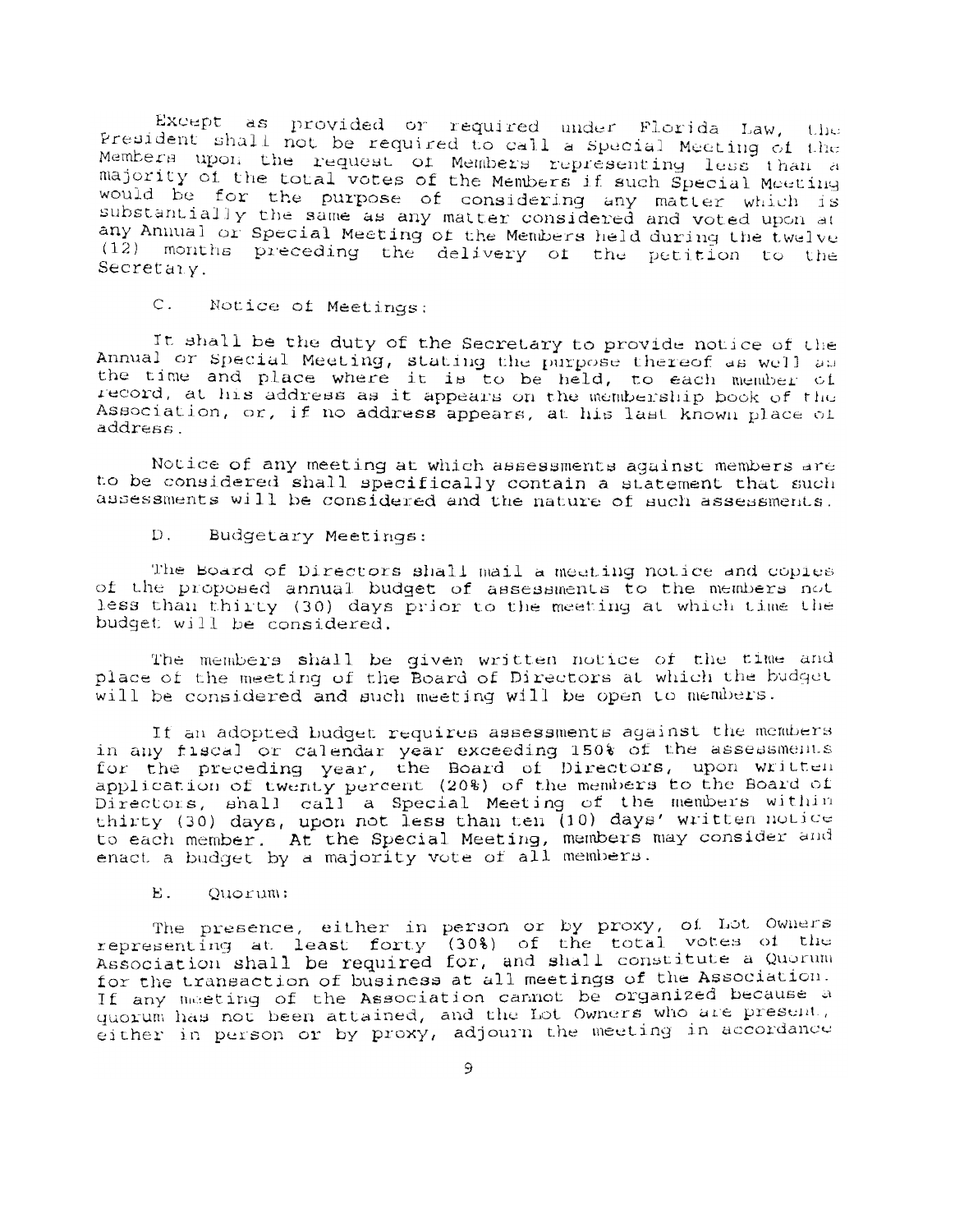Except as provided or required under Florida Law, the President shall not be required to call a Special Meeting of the Members upon the request of Members representing less than a majority of the total votes of the Members if such Special Meeting would be for the purpose of considering any matter which is substantially the same as any matter considered and voted upon at any Annual or Special Meeting of the Members held during the twelve (12) months preceding the delivery of the petition to the Secretary.

C. Notice of Meetings:

It shall be the duty of the Secretary to provide notice of the Annual or Special Meeting, stating the purpose thereof as well as the time and place where it is to be held, to each member of record, at his address as it appears on the membership book of the Association, or, if no address appears, at his last known place of address.

Notice of any meeting at which assessments against members are to be considered shall specifically contain a statement that such assessments will be considered and the nature of such assessments.

D. Budgetary Meetings:

The Board of Directors shall mail a meeting notice and copies of the proposed annual budget of assessments to the members not less than thirty (30) days prior to the meeting at which time the budget will be considered.

The members shall be given written notice of the time and place of the meeting of the Board of Directors at which the budget will be considered and such meeting will be open to members.

If an adopted budget requires assessments against the members in any fiscal or calendar year exceeding 150% of the assessments for the preceding year, the Board of Directors, upon written application of twenty percent (20%) of the members to the Board of Directors, shall call a Special Meeting of the members within thirty (30) days, upon not less than ten (10) days' written notice to each member. At the Special Meeting, members may consider and enact a budget by a majority vote of all members.

E. Quorum:

The presence, either in person or by proxy, of Lot Owners representing at least forty (30%) of the total votes of the Association shall be required for, and shall constitute a Quorum for the transaction of business at all meetings of the Association. If any meeting of the Association cannot be organized because a quorum has not been attained, and the Lot Owners who are present, either in person or by proxy, adjourn the meeting in accordance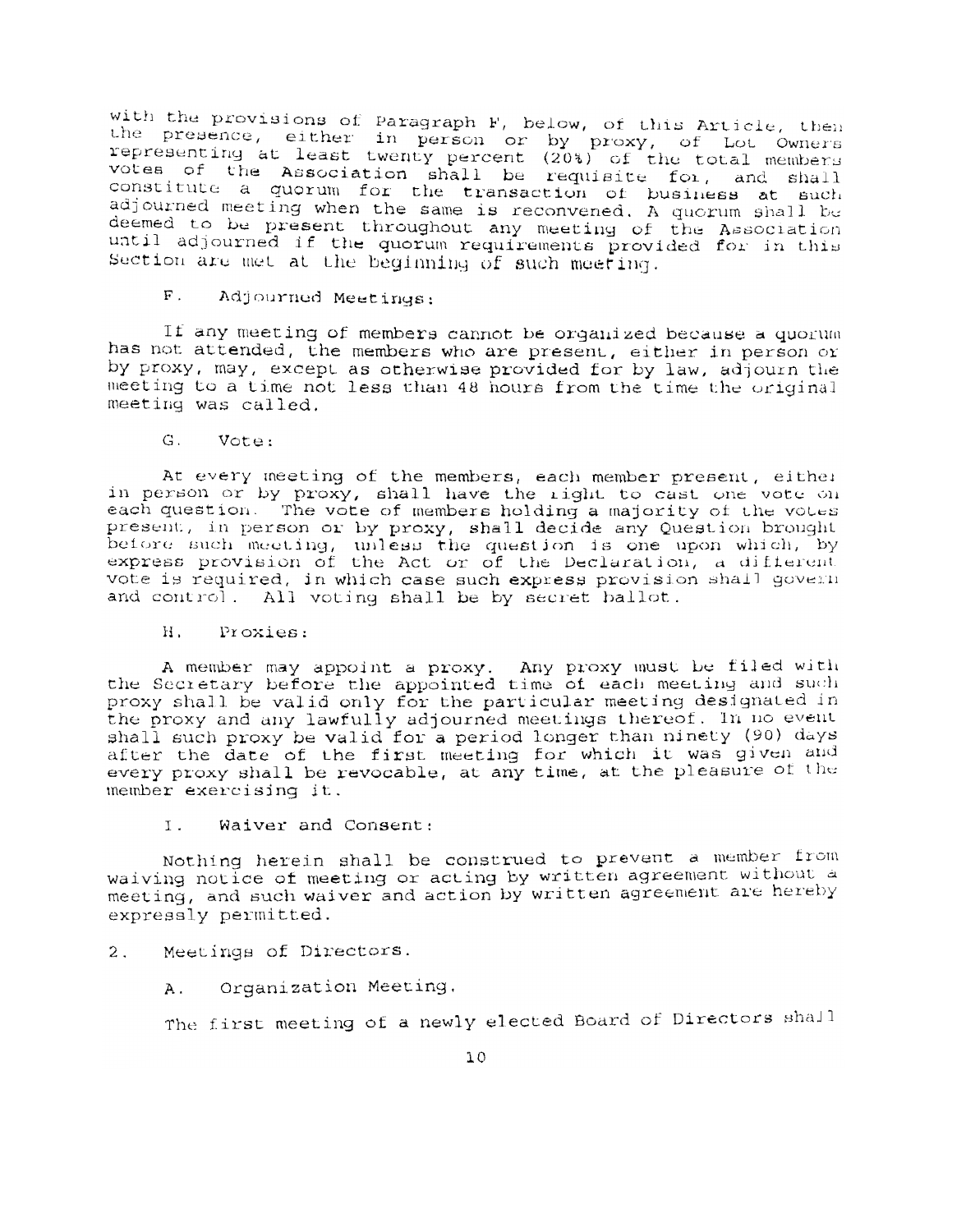with the provisions of Paragraph F, below, of this Article, then the presence, either in person or by proxy, of Lot Owners representing at least twenty percent (20%) of the total members votes of the Association shall be requisite for, and shall constitute a quorum for the transaction of business at such adjourned meeting when the same is reconvened. A quorum shall be deemed to be present throughout any meeting of the Association until adjourned if the quorum requirements provided for in this Section are met at the beginning of such meeting.

F. Adjourned Meetings:

If any meeting of members cannot be organized because a quorum has not attended, the members who are present, either in person or by proxy, may, except as otherwise provided for by law, adjourn the meeting to a time not less than 48 hours from the time the original meeting was called.

G. Vote:

At every meeting of the members, each member present, either in person or by proxy, shall have the right to cast one vote on each question. The vote of members holding a majority of the votes present, in person or by proxy, shall decide any Question brought before such meeting, unless the question is one upon which, by express provision of the Act or of the Declaration, a different vote is required, in which case such express provision shall govern and control. All voting shall be by secret ballot.

H. Proxies:

A member may appoint a proxy. Any proxy must be filed with the Secretary before the appointed time of each meeting and such proxy shall be valid only for the particular meeting designated in the proxy and any lawfully adjourned meetings thereof. In no event shall such proxy be valid for a period longer than ninety (90) days after the date of the first meeting for which it was given and every proxy shall be revocable, at any time, at the pleasure of the member exercising it.

I. Waiver and Consent:

Nothing herein shall be construed to prevent a member from waiving notice of meeting or acting by written agreement without a meeting, and such waiver and action by written agreement are hereby expressly permitted.

2. Meetings of Directors.

A. Organization Meeting.

The first meeting of a newly elected Board of Directors shall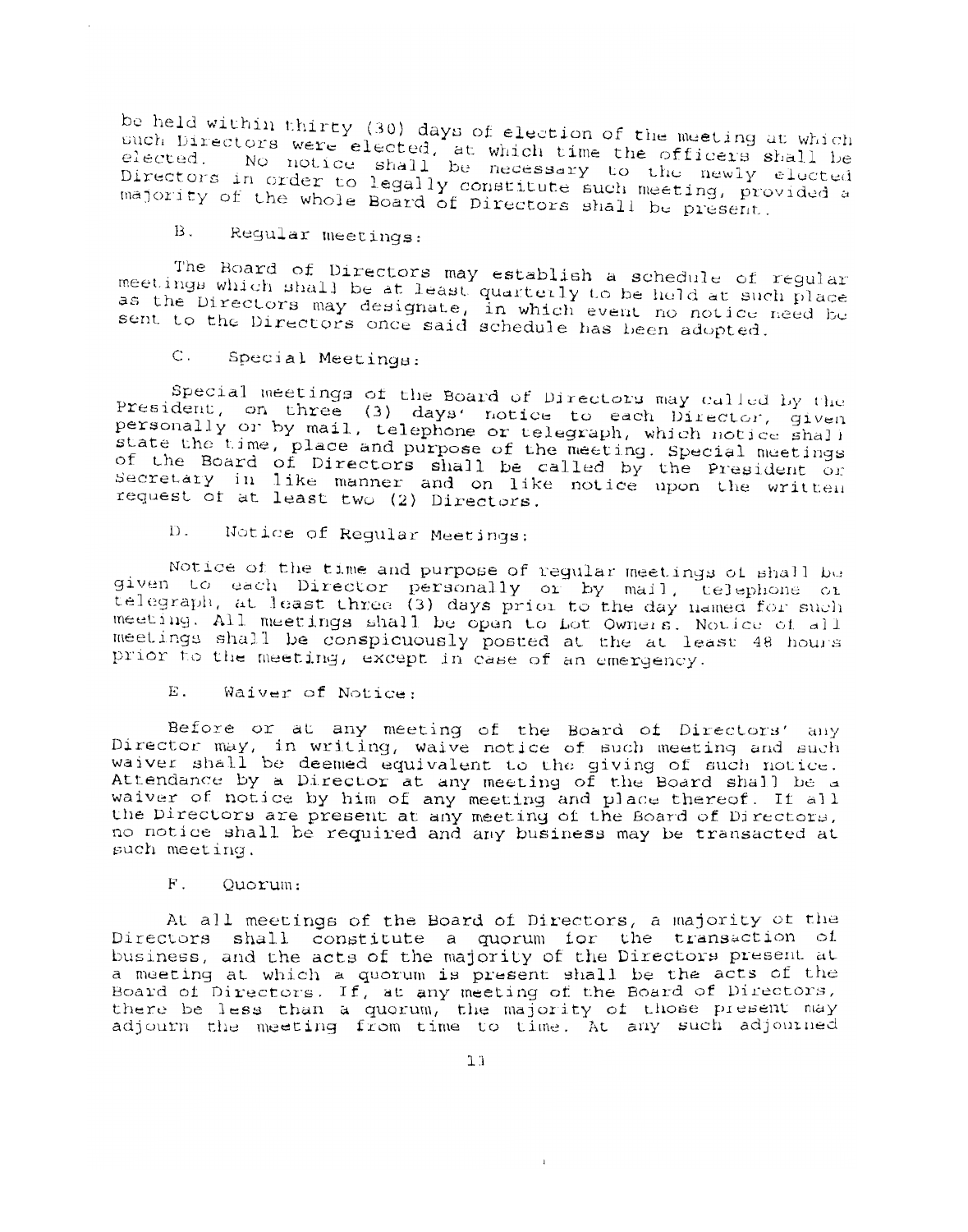be held within thirty (30) days of election of the meeting at which such Directors were elected, at which time the officers shall be elected. No notice shall be necessary to the newly elected Directors in order to legally constitute such meeting, provided a majority of the whole Board of Directors shall be present.

B. Regular meetings:

The Board of Directors may establish a schedule of regular meetings which shall be at least quarterly to be held at such place as the Directors may designate, in which event no notice need be sent to the Directors once said schedule has been adopted.

C. Special Meetings:

Special meetings of the Board of Directors may called by the President, on three (3) days' notice to each Director, given personally or by mail, telephone or telegraph, which notice shall state the time, place and purpose of the meeting. Special meetings of the Board of Directors shall be called by the President or Secretary in like manner and on like notice upon the written request of at least two (2) Directors.

D. Notice of Regular Meetings:

Notice of the time and purpose of regular meetings of shall be given to each Director personally or by mail, telephone or telegraph, at least three (3) days prior to the day named for such meeting. All meetings shall be open to Lot Owners. Notice of all meetings shall be conspicuously posted at the at least 48 hours prior to the meeting, except in case of an emergency.

E. Waiver of Notice:

Before or at any meeting of the Board of Directors' any Director may, in writing, waive notice of such meeting and such waiver shall be deemed equivalent to the giving of such notice. Attendance by a Director at any meeting of the Board shall be a waiver of notice by him of any meeting and place thereof. If all the Directors are present at any meeting of the Board of Directors, no notice shall be required and any business may be transacted at such meeting.

F. Quorum:

At all meetings of the Board of Directors, a majority of the Directors shall constitute a quorum for the transaction of business, and the acts of the majority of the Directors present at a meeting at which a quorum is present shall be the acts of the Board of Directors. If, at any meeting of the Board of Directors, there be less than a quorum, the majority of those present may adjourn the meeting from time to time. At any such adjourned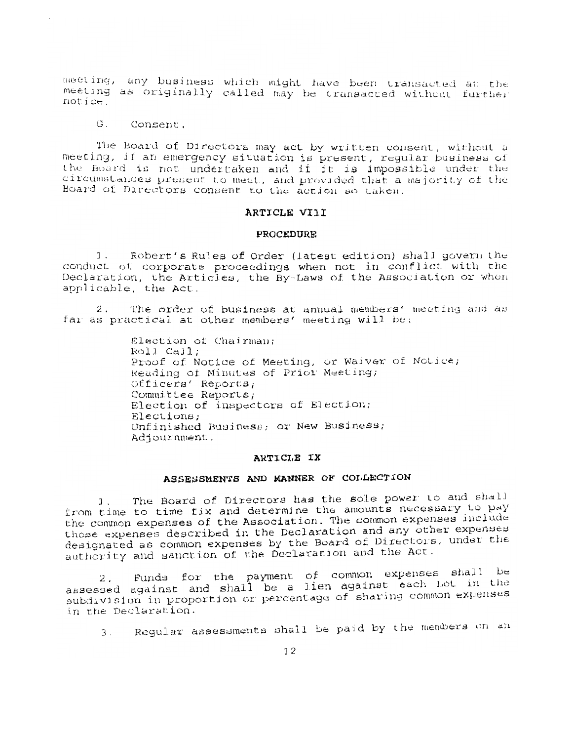meeting, any business which might have been transacted at the meeting as originally called may be transacted without further notice.

G. Consent.

The Board of Directors may act by written consent, without a meeting, if an emergency situation is present, regular business of the Board is not undertaken and if it is impossible under the circumstances present to meet, and provided that a majority of the Board of Directors consent to the action so taken.

## ARTICLE VIII

## PROCEDURE

1. Robert's Rules of Order (latest edition) shall govern the conduct of corporate proceedings when not in conflict with the Declaration, the Articles, the By-Laws of the Association or when applicable, the Act.

2. The order of business at annual members' meeting and as far as practical at other members' meeting will be:

> Election of Chairman;
> Roll Call;
> Proof of Notice of Meeting, or Waiver of Notice;
> Reading of Minutes of Prior Meeting;
> Officers' Reports;
> Committee Reports;
> Election of inspectors of Election;
> Elections;
> Unfinished Business; or New Business;
> Adjournment.

## ARTICLE IX

## ASSESSMENTS AND MANNER OF COLLECTION

1. The Board of Directors has the sole power to and shall from time to time fix and determine the amounts necessary to pay the common expenses of the Association. The common expenses include those expenses described in the Declaration and any other expenses designated as common expenses by the Board of Directors, under the authority and sanction of the Declaration and the Act.

2. Funds for the payment of common expenses shall be assessed against and shall be a lien against each Lot in the subdivision in proportion or percentage of sharing common expenses in the Declaration.

3. Regular assessments shall be paid by the members on an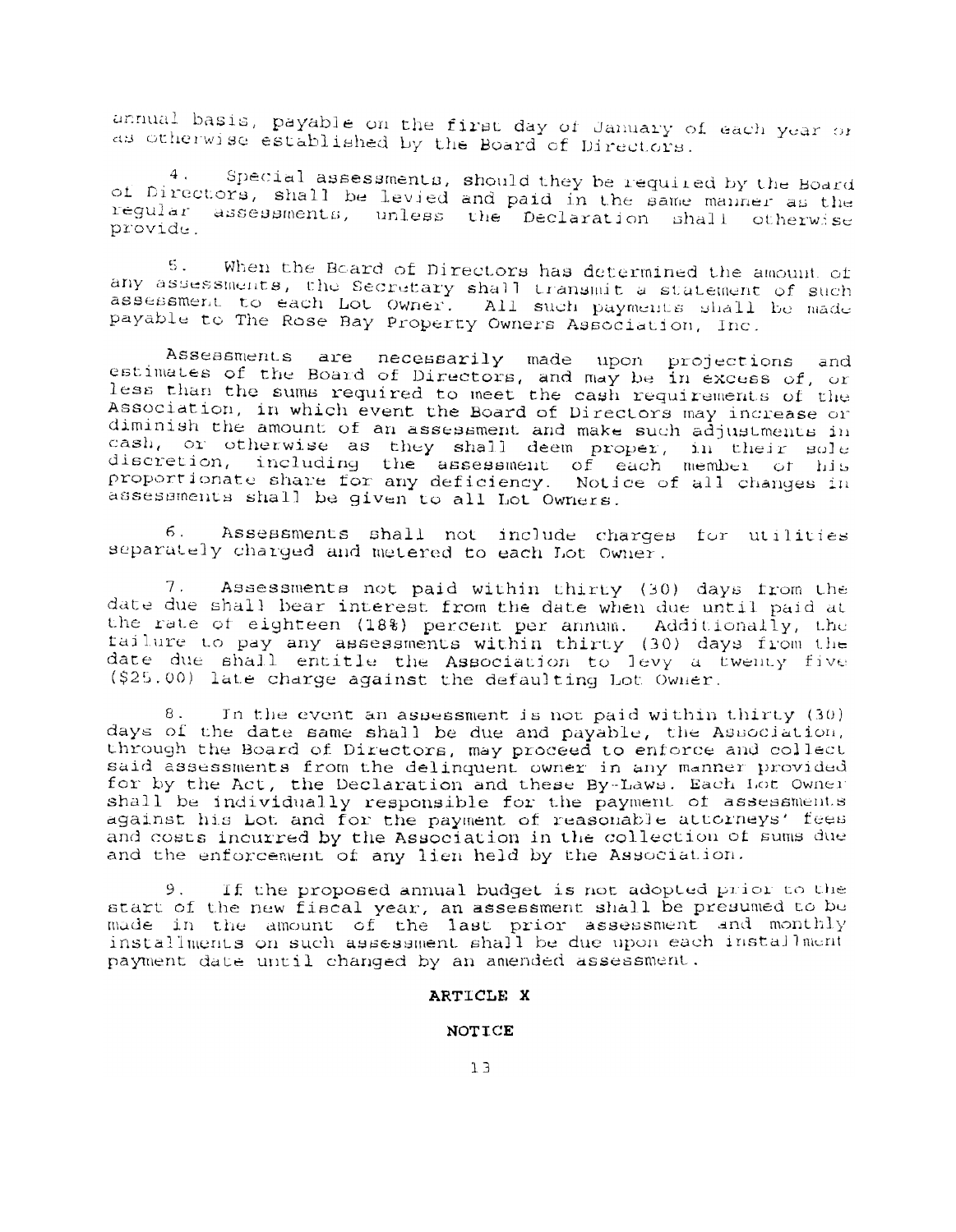annual basis, payable on the first day of January of each year or as otherwise established by the Board of Directors.

4. Special assessments, should they be required by the Board of Directors, shall be levied and paid in the same manner as the regular assessments, unless the Declaration shall otherwise provide.

5. When the Board of Directors has determined the amount of any assessments, the Secretary shall transmit a statement of such assessment to each Lot Owner. All such payments shall be made payable to The Rose Bay Property Owners Association, Inc.

Assessments are necessarily made upon projections and estimates of the Board of Directors, and may be in excess of, or less than the sums required to meet the cash requirements of the Association, in which event the Board of Directors may increase or diminish the amount of an assessment and make such adjustments in cash, or otherwise as they shall deem proper, in their sole discretion, including the assessment of each member of his proportionate share for any deficiency. Notice of all changes in assessments shall be given to all Lot Owners.

6. Assessments shall not include charges for utilities separately charged and metered to each Lot Owner.

7. Assessments not paid within thirty (30) days from the date due shall bear interest from the date when due until paid at the rate of eighteen (18%) percent per annum. Additionally, the failure to pay any assessments within thirty (30) days from the date due shall entitle the Association to levy a twenty five ($25.00) late charge against the defaulting Lot Owner.

8. In the event an assessment is not paid within thirty (30) days of the date same shall be due and payable, the Association, through the Board of Directors, may proceed to enforce and collect said assessments from the delinquent owner in any manner provided for by the Act, the Declaration and these By-Laws. Each Lot Owner shall be individually responsible for the payment of assessments against his Lot and for the payment of reasonable attorneys' fees and costs incurred by the Association in the collection of sums due and the enforcement of any lien held by the Association.

9. If the proposed annual budget is not adopted prior to the start of the new fiscal year, an assessment shall be presumed to be made in the amount of the last prior assessment and monthly installments on such assessment shall be due upon each installment payment date until changed by an amended assessment.

## ARTICLE X

## NOTICE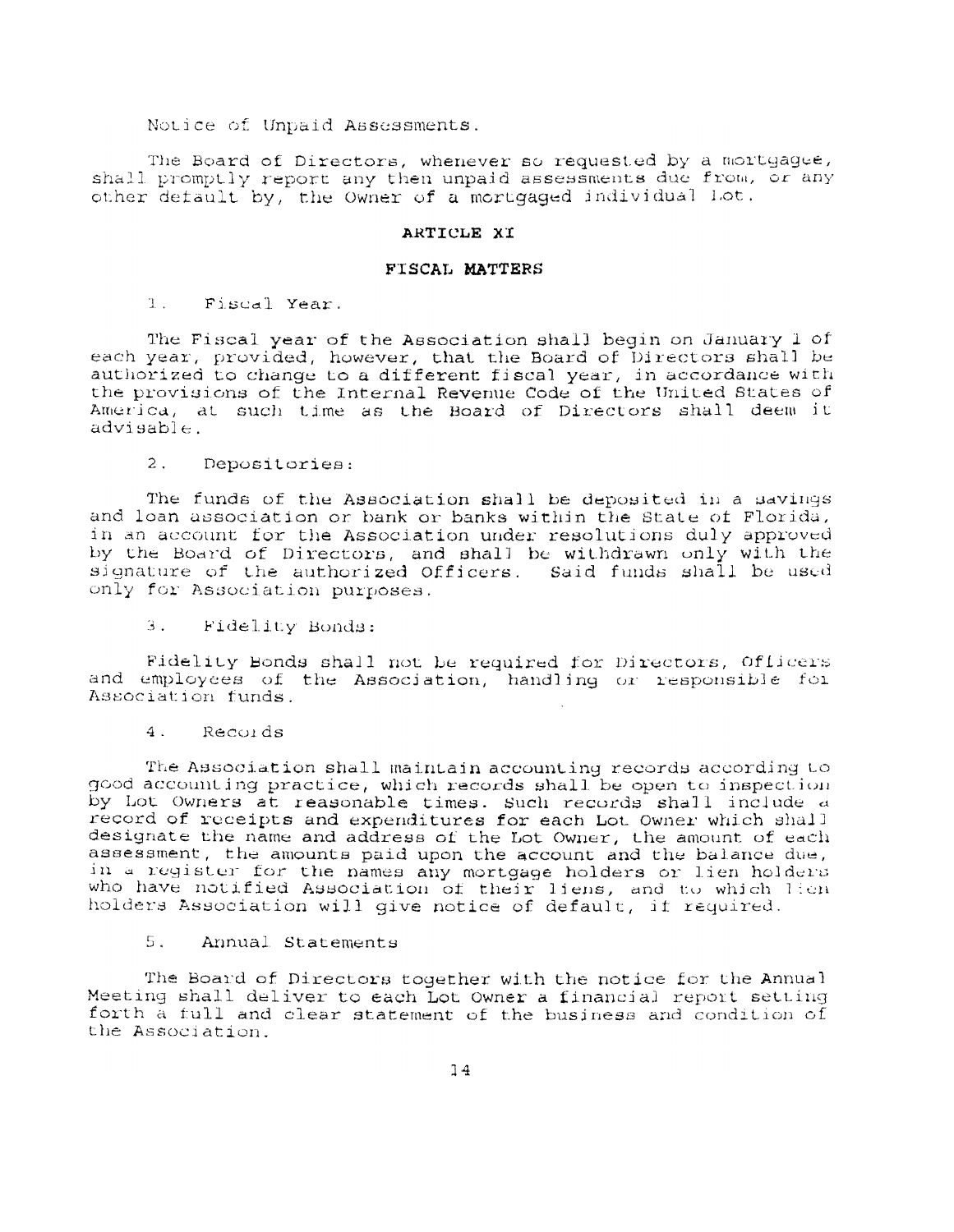Notice of Unpaid Assessments.

The Board of Directors, whenever so requested by a mortgagee, shall promptly report any then unpaid assessments due from, or any other default by, the Owner of a mortgaged individual Lot.

## ARTICLE XI

## FISCAL MATTERS

1. Fiscal Year.

The Fiscal year of the Association shall begin on January 1 of each year, provided, however, that the Board of Directors shall be authorized to change to a different fiscal year, in accordance with the provisions of the Internal Revenue Code of the United States of America, at such time as the Board of Directors shall deem it advisable.

2. Depositories:

The funds of the Association shall be deposited in a savings and loan association or bank or banks within the State of Florida, in an account for the Association under resolutions duly approved by the Board of Directors, and shall be withdrawn only with the signature of the authorized Officers. Said funds shall be used only for Association purposes.

3. Fidelity Bonds:

Fidelity Bonds shall not be required for Directors, Officers and employees of the Association, handling or responsible for Association funds.

4. Records

The Association shall maintain accounting records according to good accounting practice, which records shall be open to inspection by Lot Owners at reasonable times. Such records shall include a record of receipts and expenditures for each Lot Owner which shall designate the name and address of the Lot Owner, the amount of each assessment, the amounts paid upon the account and the balance due, in a register for the names any mortgage holders or lien holders who have notified Association of their liens, and to which lien holders Association will give notice of default, if required.

5. Annual Statements

The Board of Directors together with the notice for the Annual Meeting shall deliver to each Lot Owner a financial report setting forth a full and clear statement of the business and condition of the Association.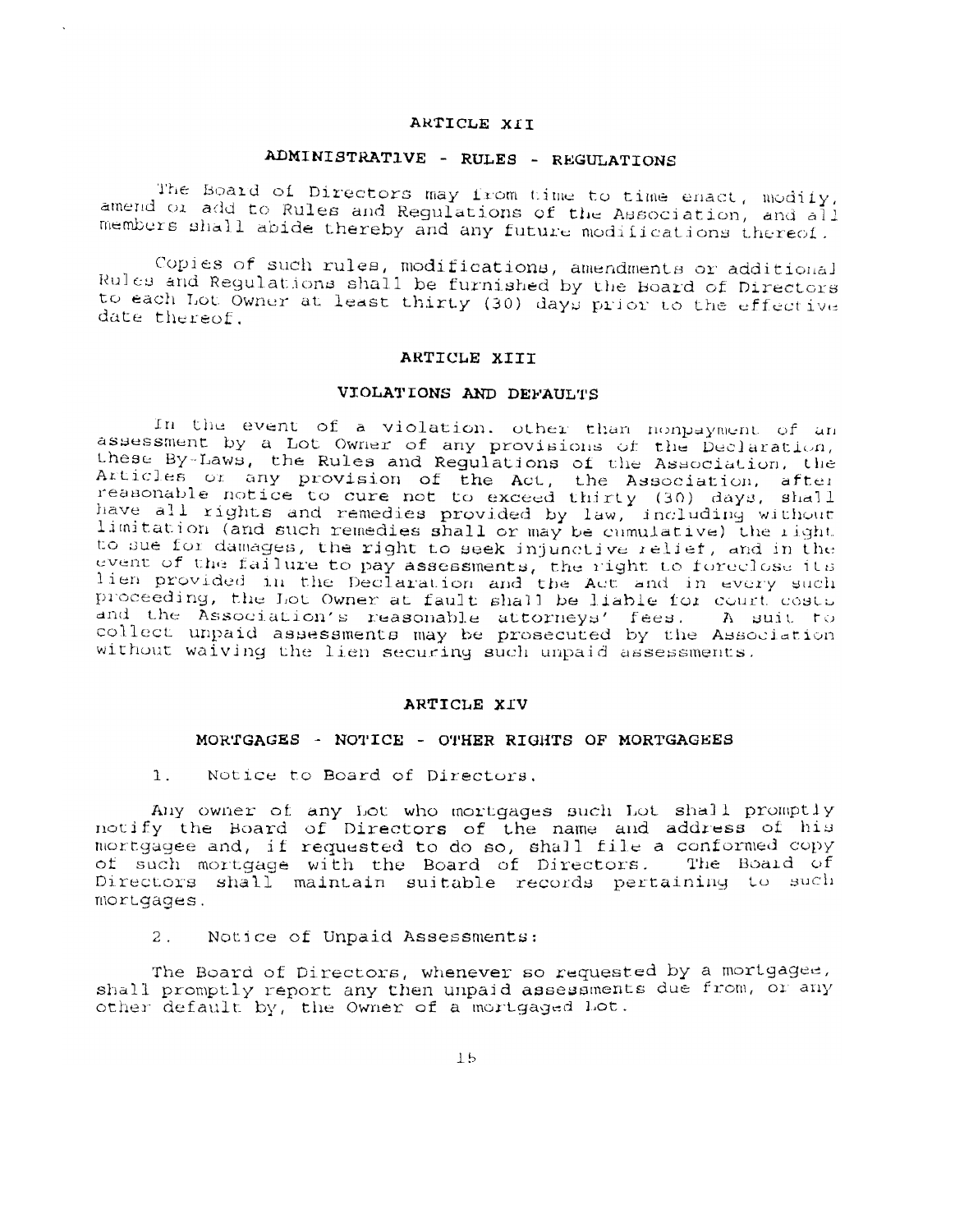## ARTICLE XII

## ADMINISTRATIVE - RULES - REGULATIONS

The Board of Directors may from time to time enact, modify, amend or add to Rules and Regulations of the Association, and all members shall abide thereby and any future modifications thereof.

Copies of such rules, modifications, amendments or additional Rules and Regulations shall be furnished by the Board of Directors to each Lot Owner at least thirty (30) days prior to the effective date thereof.

## ARTICLE XIII

## VIOLATIONS AND DEFAULTS

In the event of a violation, other than nonpayment of an assessment by a Lot Owner of any provisions of the Declaration, these By-Laws, the Rules and Regulations of the Association, the Articles or any provision of the Act, the Association, after reasonable notice to cure not to exceed thirty (30) days, shall have all rights and remedies provided by law, including without limitation (and such remedies shall or may be cumulative) the right to sue for damages, the right to seek injunctive relief, and in the event of the failure to pay assessments, the right to foreclose its lien provided in the Declaration and the Act and in every such proceeding, the Lot Owner at fault shall be liable for court costs and the Association's reasonable attorneys' fees. A suit to collect unpaid assessments may be prosecuted by the Association without waiving the lien securing such unpaid assessments.

## ARTICLE XIV

## MORTGAGES - NOTICE - OTHER RIGHTS OF MORTGAGEES

1. Notice to Board of Directors.

Any owner of any Lot who mortgages such Lot shall promptly notify the Board of Directors of the name and address of his mortgagee and, if requested to do so, shall file a conformed copy of such mortgage with the Board of Directors. The Board of Directors shall maintain suitable records pertaining to such mortgages.

2. Notice of Unpaid Assessments:

The Board of Directors, whenever so requested by a mortgagee, shall promptly report any then unpaid assessments due from, or any other default by, the Owner of a mortgaged Lot.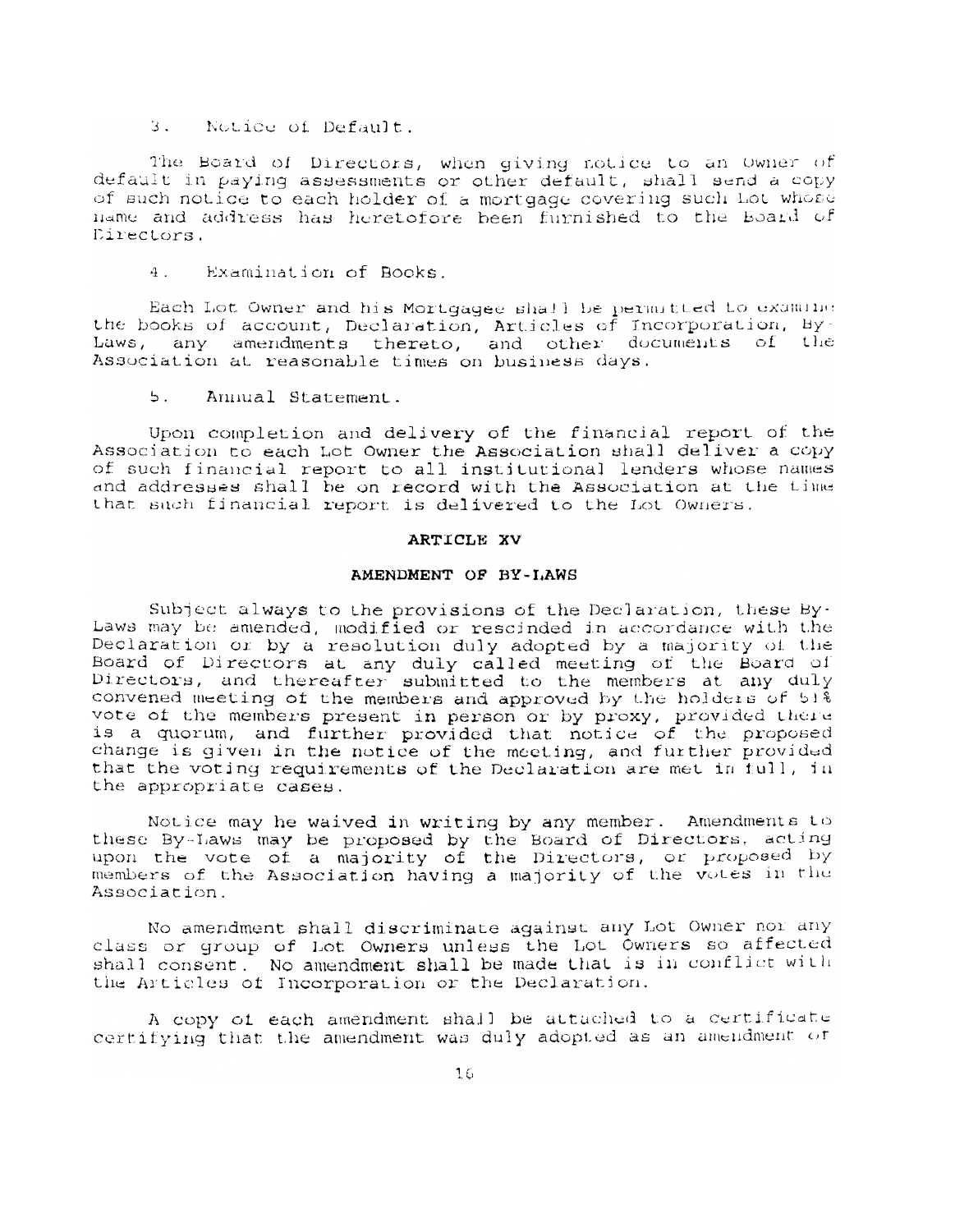3. Notice of Default.

The Board of Directors, when giving notice to an Owner of default in paying assessments or other default, shall send a copy of such notice to each holder of a mortgage covering such Lot whose name and address has heretofore been furnished to the Board of Directors.

4. Examination of Books.

Each Lot Owner and his Mortgagee shall be permitted to examine the books of account, Declaration, Articles of Incorporation, By-Laws, any amendments thereto, and other documents of the Association at reasonable times on business days.

5. Annual Statement.

Upon completion and delivery of the financial report of the Association to each Lot Owner the Association shall deliver a copy of such financial report to all institutional lenders whose names and addresses shall be on record with the Association at the time that such financial report is delivered to the Lot Owners.

## ARTICLE XV

## AMENDMENT OF BY-LAWS

Subject always to the provisions of the Declaration, these By-Laws may be amended, modified or rescinded in accordance with the Declaration or by a resolution duly adopted by a majority of the Board of Directors at any duly called meeting of the Board of Directors, and thereafter submitted to the members at any duly convened meeting of the members and approved by the holders of 51% vote of the members present in person or by proxy, provided there is a quorum, and further provided that notice of the proposed change is given in the notice of the meeting, and further provided that the voting requirements of the Declaration are met in full, in the appropriate cases.

Notice may be waived in writing by any member. Amendments to these By-Laws may be proposed by the Board of Directors, acting upon the vote of a majority of the Directors, or proposed by members of the Association having a majority of the votes in the Association.

No amendment shall discriminate against any Lot Owner nor any class or group of Lot Owners unless the Lot Owners so affected shall consent. No amendment shall be made that is in conflict with the Articles of Incorporation or the Declaration.

A copy of each amendment shall be attached to a certificate certifying that the amendment was duly adopted as an amendment of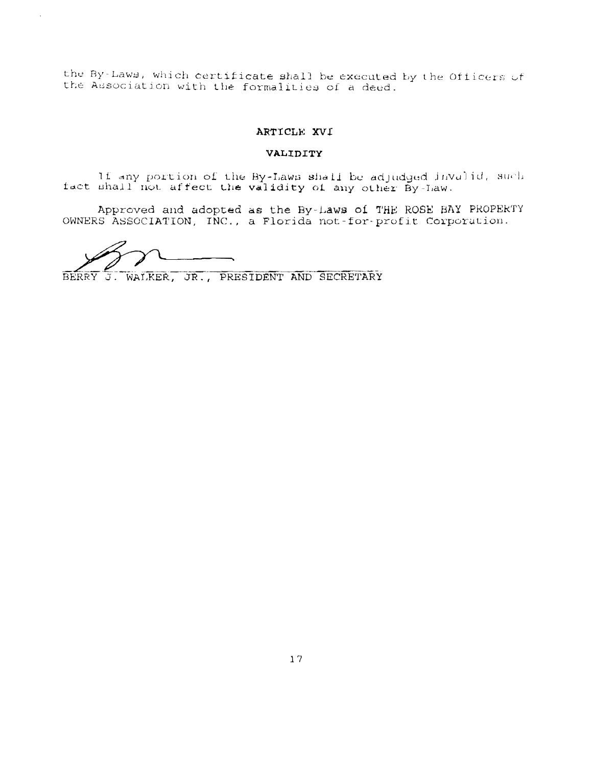the By-Laws, which certificate shall be executed by the Officers of the Association with the formalities of a deed.

## ARTICLE XVI

### VALIDITY

If any portion of the By-Laws shall be adjudged invalid, such fact shall not affect the validity of any other By-Law.

Approved and adopted as the By-Laws of THE ROSE BAY PROPERTY OWNERS ASSOCIATION, INC., a Florida not-for-profit Corporation.

BERRY J. WALKER, JR., PRESIDENT AND SECRETARY